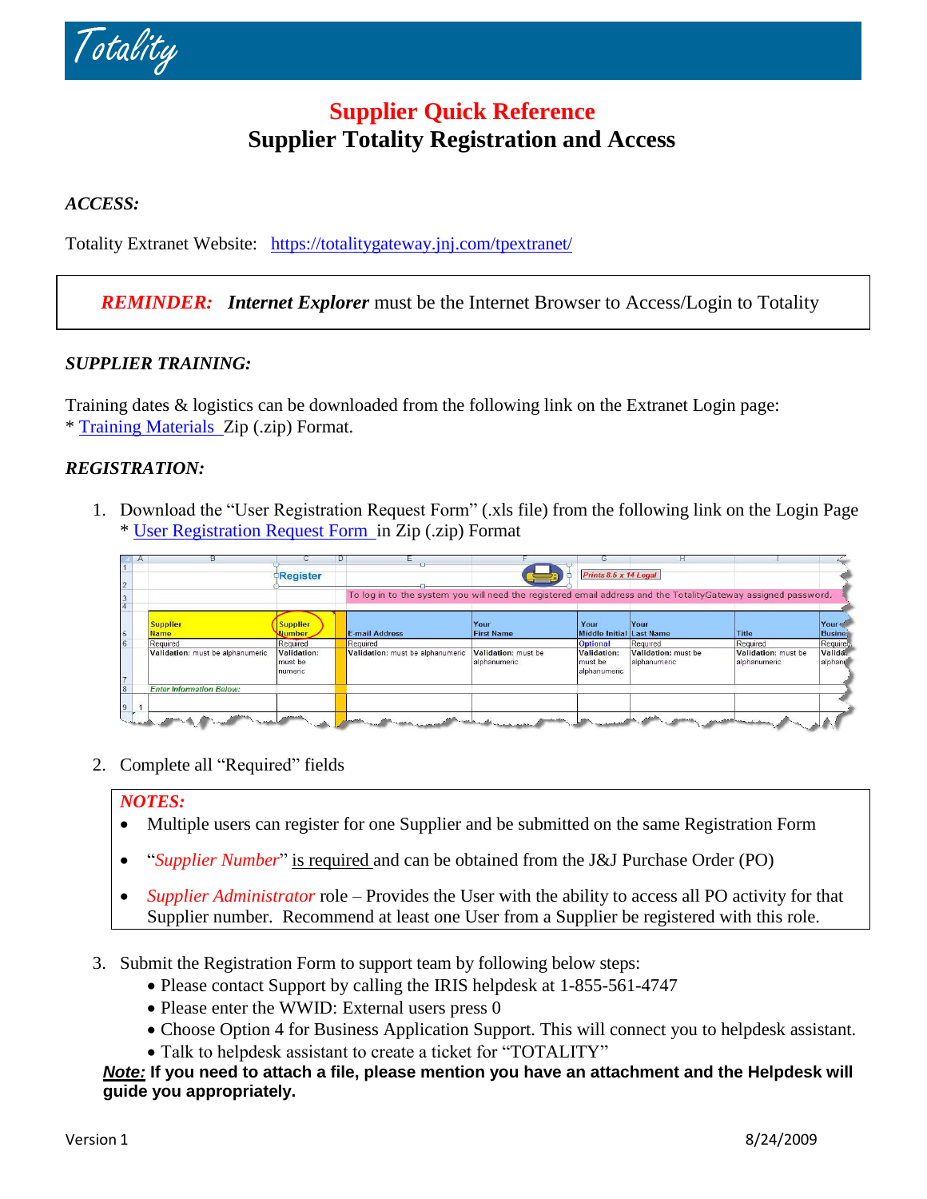# Totality

## Supplier Quick Reference

## Supplier Totality Registration and Access

***ACCESS:***

Totality Extranet Website: https://totalitygateway.jnj.com/tpextranet/

> ***REMINDER:*** ***Internet Explorer*** must be the Internet Browser to Access/Login to Totality

***SUPPLIER TRAINING:***

Training dates & logistics can be downloaded from the following link on the Extranet Login page:
* Training Materials Zip (.zip) Format.

***REGISTRATION:***

1. Download the "User Registration Request Form" (.xls file) from the following link on the Login Page
   * User Registration Request Form in Zip (.zip) Format

| Supplier Name | Supplier Number | E-mail Address | Your First Name | Your Middle Initial | Your Last Name | Title | Your Business |
|---|---|---|---|---|---|---|---|
| Required | Required | Required | Required | Optional | Required | Required | Required |
| Validation: must be alphanumeric | Validation: must be numeric | Validation: must be alphanumeric | Validation: must be alphanumeric | Validation: must be alphanumeric | Validation: must be alphanumeric | Validation: must be alphanumeric | Validation: alphanumeric |

2. Complete all "Required" fields

> ***NOTES:***
> - Multiple users can register for one Supplier and be submitted on the same Registration Form
> - "*Supplier Number*" is required and can be obtained from the J&J Purchase Order (PO)
> - *Supplier Administrator* role – Provides the User with the ability to access all PO activity for that Supplier number. Recommend at least one User from a Supplier be registered with this role.

3. Submit the Registration Form to support team by following below steps:
   - Please contact Support by calling the IRIS helpdesk at 1-855-561-4747
   - Please enter the WWID: External users press 0
   - Choose Option 4 for Business Application Support. This will connect you to helpdesk assistant.
   - Talk to helpdesk assistant to create a ticket for "TOTALITY"

***Note:*** **If you need to attach a file, please mention you have an attachment and the Helpdesk will guide you appropriately.**

Version 1 8/24/2009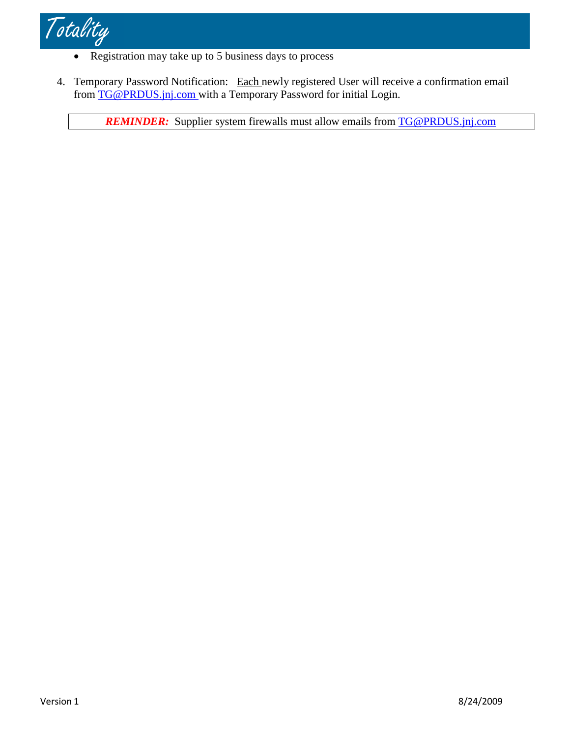- Registration may take up to 5 business days to process

4. Temporary Password Notification: Each newly registered User will receive a confirmation email from TG@PRDUS.jnj.com with a Temporary Password for initial Login.

| ***REMINDER:*** Supplier system firewalls must allow emails from TG@PRDUS.jnj.com |
| --- |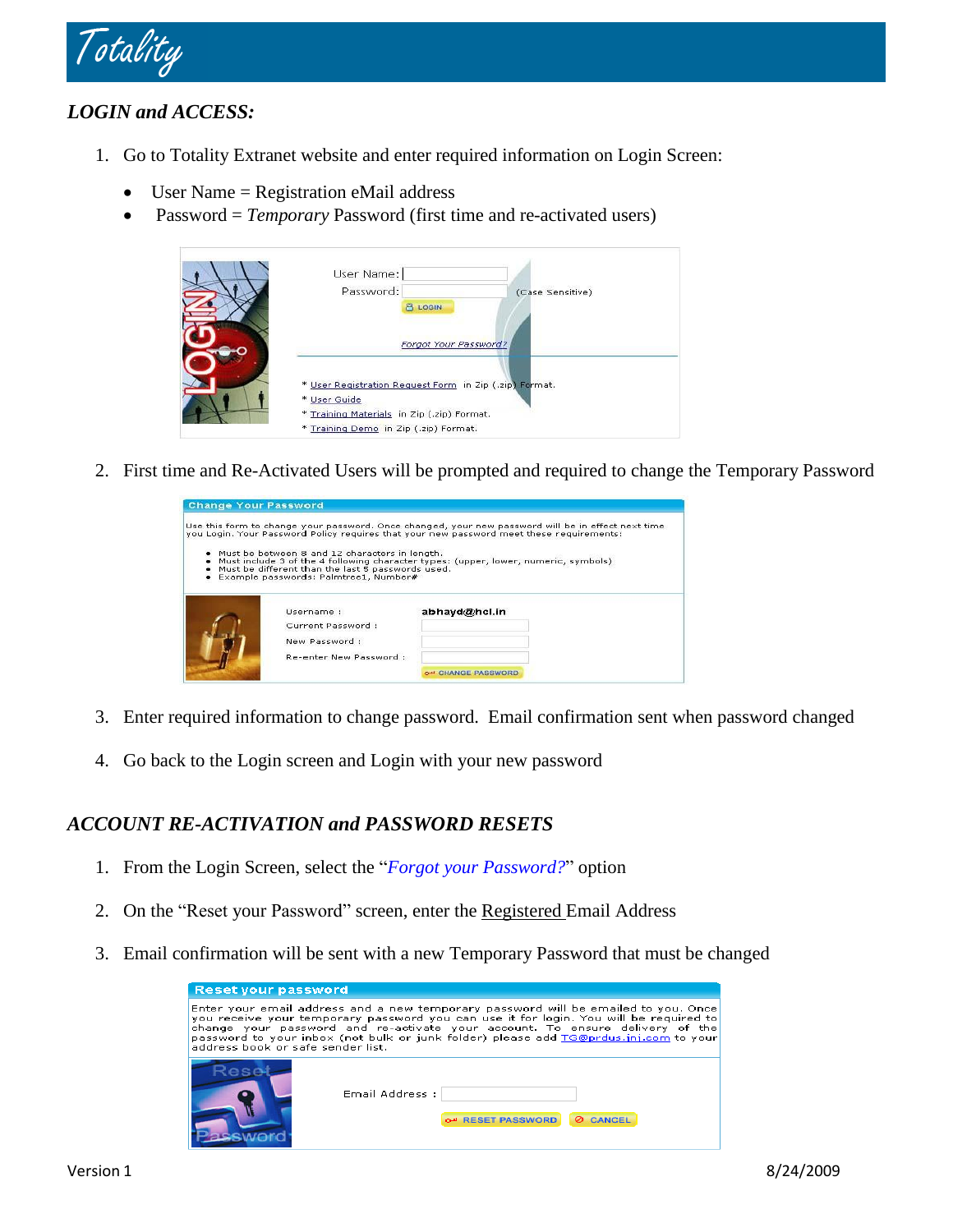# Totality

## *LOGIN and ACCESS:*

1. Go to Totality Extranet website and enter required information on Login Screen:
   - User Name = Registration eMail address
   - Password = *Temporary* Password (first time and re-activated users)

2. First time and Re-Activated Users will be prompted and required to change the Temporary Password

3. Enter required information to change password. Email confirmation sent when password changed

4. Go back to the Login screen and Login with your new password

## *ACCOUNT RE-ACTIVATION and PASSWORD RESETS*

1. From the Login Screen, select the "*Forgot your Password?*" option

2. On the "Reset your Password" screen, enter the Registered Email Address

3. Email confirmation will be sent with a new Temporary Password that must be changed

Version 1

8/24/2009